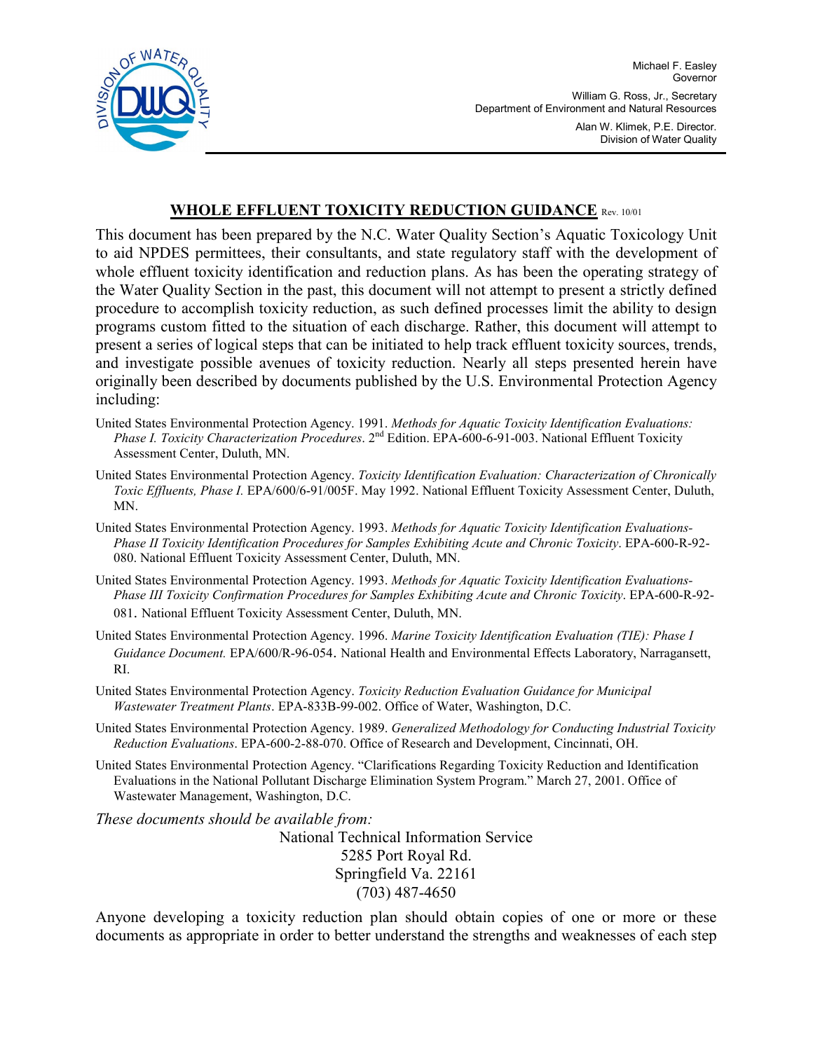Michael F. Easley
Governor

William G. Ross, Jr., Secretary
Department of Environment and Natural Resources

Alan W. Klimek, P.E. Director.
Division of Water Quality

# WHOLE EFFLUENT TOXICITY REDUCTION GUIDANCE Rev. 10/01

This document has been prepared by the N.C. Water Quality Section's Aquatic Toxicology Unit to aid NPDES permittees, their consultants, and state regulatory staff with the development of whole effluent toxicity identification and reduction plans. As has been the operating strategy of the Water Quality Section in the past, this document will not attempt to present a strictly defined procedure to accomplish toxicity reduction, as such defined processes limit the ability to design programs custom fitted to the situation of each discharge. Rather, this document will attempt to present a series of logical steps that can be initiated to help track effluent toxicity sources, trends, and investigate possible avenues of toxicity reduction. Nearly all steps presented herein have originally been described by documents published by the U.S. Environmental Protection Agency including:

United States Environmental Protection Agency. 1991. *Methods for Aquatic Toxicity Identification Evaluations: Phase I. Toxicity Characterization Procedures*. 2nd Edition. EPA-600-6-91-003. National Effluent Toxicity Assessment Center, Duluth, MN.

United States Environmental Protection Agency. *Toxicity Identification Evaluation: Characterization of Chronically Toxic Effluents, Phase I.* EPA/600/6-91/005F. May 1992. National Effluent Toxicity Assessment Center, Duluth, MN.

United States Environmental Protection Agency. 1993. *Methods for Aquatic Toxicity Identification Evaluations-Phase II Toxicity Identification Procedures for Samples Exhibiting Acute and Chronic Toxicity*. EPA-600-R-92-080. National Effluent Toxicity Assessment Center, Duluth, MN.

United States Environmental Protection Agency. 1993. *Methods for Aquatic Toxicity Identification Evaluations-Phase III Toxicity Confirmation Procedures for Samples Exhibiting Acute and Chronic Toxicity*. EPA-600-R-92-081. National Effluent Toxicity Assessment Center, Duluth, MN.

United States Environmental Protection Agency. 1996. *Marine Toxicity Identification Evaluation (TIE): Phase I Guidance Document.* EPA/600/R-96-054. National Health and Environmental Effects Laboratory, Narragansett, RI.

United States Environmental Protection Agency. *Toxicity Reduction Evaluation Guidance for Municipal Wastewater Treatment Plants*. EPA-833B-99-002. Office of Water, Washington, D.C.

United States Environmental Protection Agency. 1989. *Generalized Methodology for Conducting Industrial Toxicity Reduction Evaluations*. EPA-600-2-88-070. Office of Research and Development, Cincinnati, OH.

United States Environmental Protection Agency. "Clarifications Regarding Toxicity Reduction and Identification Evaluations in the National Pollutant Discharge Elimination System Program." March 27, 2001. Office of Wastewater Management, Washington, D.C.

*These documents should be available from:*

National Technical Information Service
5285 Port Royal Rd.
Springfield Va. 22161
(703) 487-4650

Anyone developing a toxicity reduction plan should obtain copies of one or more or these documents as appropriate in order to better understand the strengths and weaknesses of each step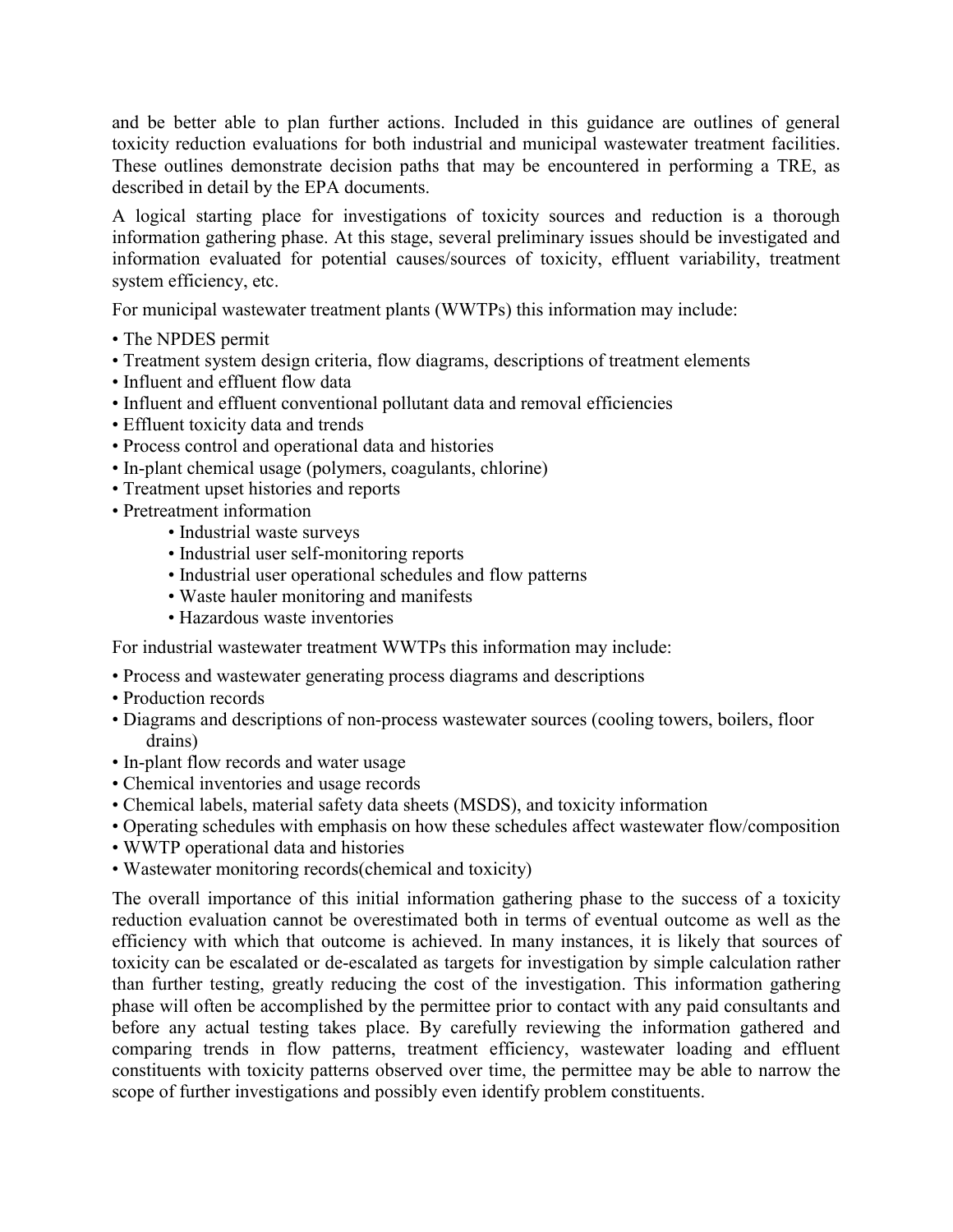and be better able to plan further actions. Included in this guidance are outlines of general toxicity reduction evaluations for both industrial and municipal wastewater treatment facilities. These outlines demonstrate decision paths that may be encountered in performing a TRE, as described in detail by the EPA documents.

A logical starting place for investigations of toxicity sources and reduction is a thorough information gathering phase. At this stage, several preliminary issues should be investigated and information evaluated for potential causes/sources of toxicity, effluent variability, treatment system efficiency, etc.

For municipal wastewater treatment plants (WWTPs) this information may include:

- The NPDES permit
- Treatment system design criteria, flow diagrams, descriptions of treatment elements
- Influent and effluent flow data
- Influent and effluent conventional pollutant data and removal efficiencies
- Effluent toxicity data and trends
- Process control and operational data and histories
- In-plant chemical usage (polymers, coagulants, chlorine)
- Treatment upset histories and reports
- Pretreatment information
    - Industrial waste surveys
    - Industrial user self-monitoring reports
    - Industrial user operational schedules and flow patterns
    - Waste hauler monitoring and manifests
    - Hazardous waste inventories

For industrial wastewater treatment WWTPs this information may include:

- Process and wastewater generating process diagrams and descriptions
- Production records
- Diagrams and descriptions of non-process wastewater sources (cooling towers, boilers, floor drains)
- In-plant flow records and water usage
- Chemical inventories and usage records
- Chemical labels, material safety data sheets (MSDS), and toxicity information
- Operating schedules with emphasis on how these schedules affect wastewater flow/composition
- WWTP operational data and histories
- Wastewater monitoring records(chemical and toxicity)

The overall importance of this initial information gathering phase to the success of a toxicity reduction evaluation cannot be overestimated both in terms of eventual outcome as well as the efficiency with which that outcome is achieved. In many instances, it is likely that sources of toxicity can be escalated or de-escalated as targets for investigation by simple calculation rather than further testing, greatly reducing the cost of the investigation. This information gathering phase will often be accomplished by the permittee prior to contact with any paid consultants and before any actual testing takes place. By carefully reviewing the information gathered and comparing trends in flow patterns, treatment efficiency, wastewater loading and effluent constituents with toxicity patterns observed over time, the permittee may be able to narrow the scope of further investigations and possibly even identify problem constituents.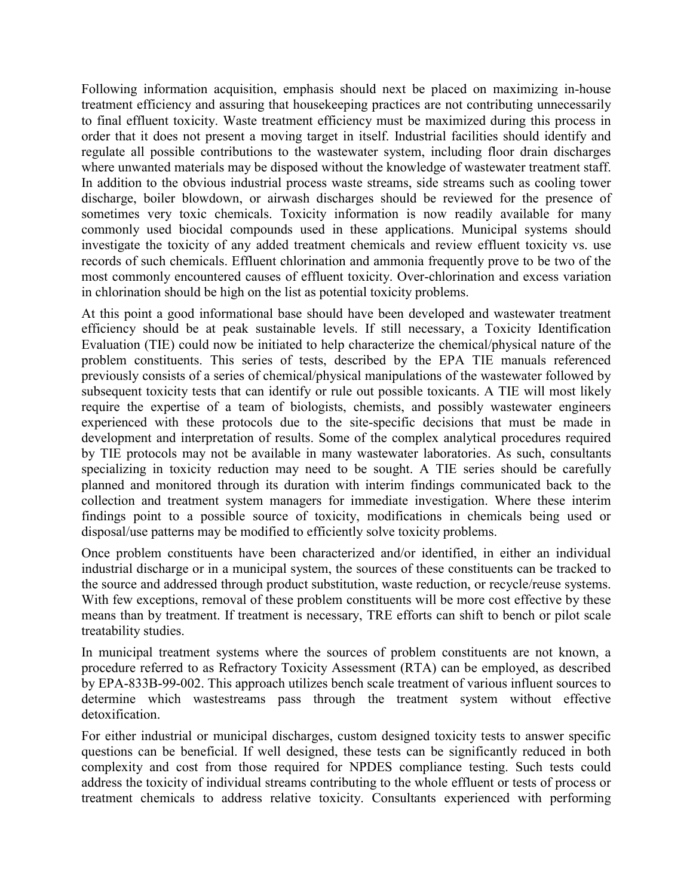Following information acquisition, emphasis should next be placed on maximizing in-house treatment efficiency and assuring that housekeeping practices are not contributing unnecessarily to final effluent toxicity. Waste treatment efficiency must be maximized during this process in order that it does not present a moving target in itself. Industrial facilities should identify and regulate all possible contributions to the wastewater system, including floor drain discharges where unwanted materials may be disposed without the knowledge of wastewater treatment staff. In addition to the obvious industrial process waste streams, side streams such as cooling tower discharge, boiler blowdown, or airwash discharges should be reviewed for the presence of sometimes very toxic chemicals. Toxicity information is now readily available for many commonly used biocidal compounds used in these applications. Municipal systems should investigate the toxicity of any added treatment chemicals and review effluent toxicity vs. use records of such chemicals. Effluent chlorination and ammonia frequently prove to be two of the most commonly encountered causes of effluent toxicity. Over-chlorination and excess variation in chlorination should be high on the list as potential toxicity problems.

At this point a good informational base should have been developed and wastewater treatment efficiency should be at peak sustainable levels. If still necessary, a Toxicity Identification Evaluation (TIE) could now be initiated to help characterize the chemical/physical nature of the problem constituents. This series of tests, described by the EPA TIE manuals referenced previously consists of a series of chemical/physical manipulations of the wastewater followed by subsequent toxicity tests that can identify or rule out possible toxicants. A TIE will most likely require the expertise of a team of biologists, chemists, and possibly wastewater engineers experienced with these protocols due to the site-specific decisions that must be made in development and interpretation of results. Some of the complex analytical procedures required by TIE protocols may not be available in many wastewater laboratories. As such, consultants specializing in toxicity reduction may need to be sought. A TIE series should be carefully planned and monitored through its duration with interim findings communicated back to the collection and treatment system managers for immediate investigation. Where these interim findings point to a possible source of toxicity, modifications in chemicals being used or disposal/use patterns may be modified to efficiently solve toxicity problems.

Once problem constituents have been characterized and/or identified, in either an individual industrial discharge or in a municipal system, the sources of these constituents can be tracked to the source and addressed through product substitution, waste reduction, or recycle/reuse systems. With few exceptions, removal of these problem constituents will be more cost effective by these means than by treatment. If treatment is necessary, TRE efforts can shift to bench or pilot scale treatability studies.

In municipal treatment systems where the sources of problem constituents are not known, a procedure referred to as Refractory Toxicity Assessment (RTA) can be employed, as described by EPA-833B-99-002. This approach utilizes bench scale treatment of various influent sources to determine which wastestreams pass through the treatment system without effective detoxification.

For either industrial or municipal discharges, custom designed toxicity tests to answer specific questions can be beneficial. If well designed, these tests can be significantly reduced in both complexity and cost from those required for NPDES compliance testing. Such tests could address the toxicity of individual streams contributing to the whole effluent or tests of process or treatment chemicals to address relative toxicity. Consultants experienced with performing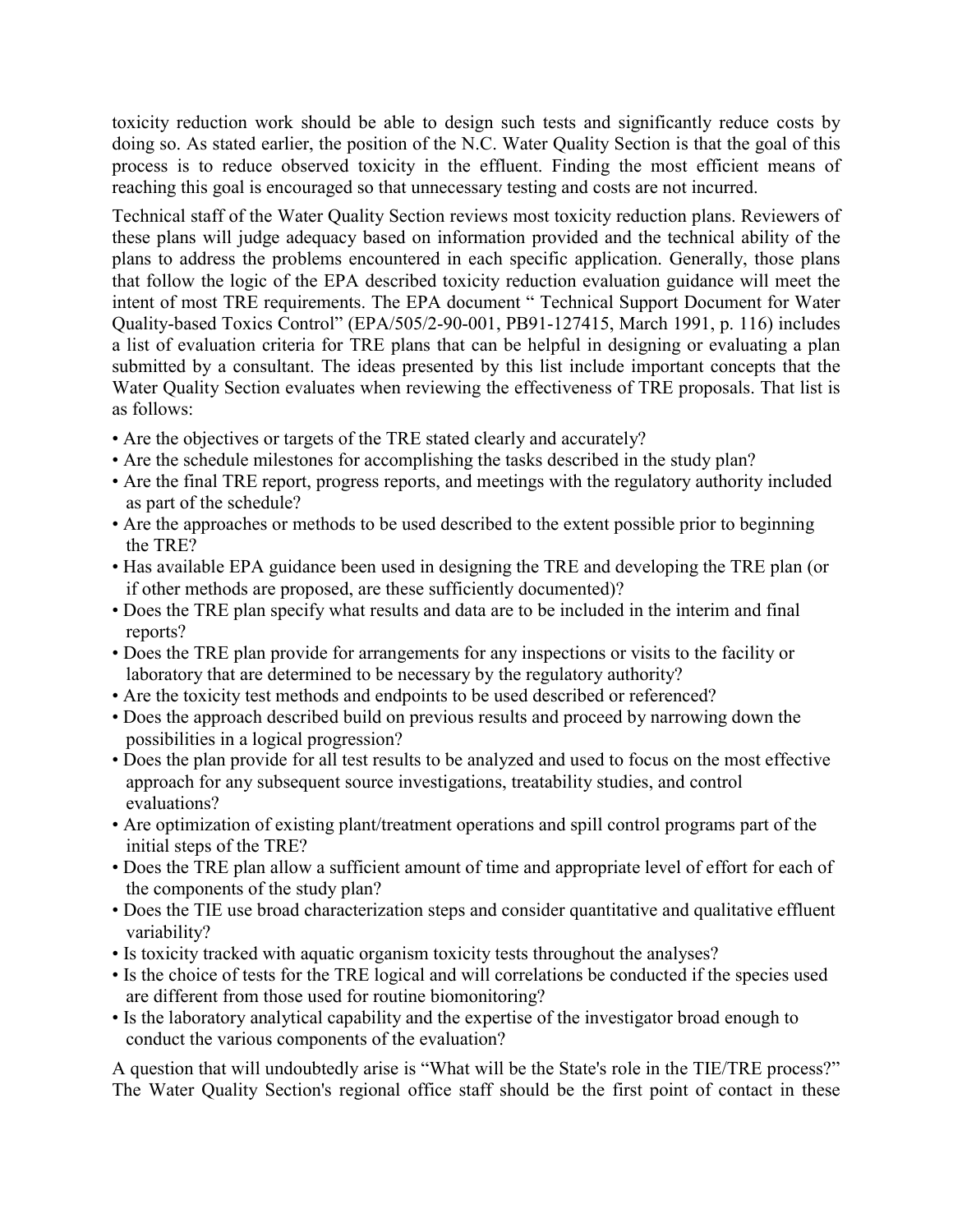toxicity reduction work should be able to design such tests and significantly reduce costs by doing so. As stated earlier, the position of the N.C. Water Quality Section is that the goal of this process is to reduce observed toxicity in the effluent. Finding the most efficient means of reaching this goal is encouraged so that unnecessary testing and costs are not incurred.

Technical staff of the Water Quality Section reviews most toxicity reduction plans. Reviewers of these plans will judge adequacy based on information provided and the technical ability of the plans to address the problems encountered in each specific application. Generally, those plans that follow the logic of the EPA described toxicity reduction evaluation guidance will meet the intent of most TRE requirements. The EPA document " Technical Support Document for Water Quality-based Toxics Control" (EPA/505/2-90-001, PB91-127415, March 1991, p. 116) includes a list of evaluation criteria for TRE plans that can be helpful in designing or evaluating a plan submitted by a consultant. The ideas presented by this list include important concepts that the Water Quality Section evaluates when reviewing the effectiveness of TRE proposals. That list is as follows:

- Are the objectives or targets of the TRE stated clearly and accurately?
- Are the schedule milestones for accomplishing the tasks described in the study plan?
- Are the final TRE report, progress reports, and meetings with the regulatory authority included as part of the schedule?
- Are the approaches or methods to be used described to the extent possible prior to beginning the TRE?
- Has available EPA guidance been used in designing the TRE and developing the TRE plan (or if other methods are proposed, are these sufficiently documented)?
- Does the TRE plan specify what results and data are to be included in the interim and final reports?
- Does the TRE plan provide for arrangements for any inspections or visits to the facility or laboratory that are determined to be necessary by the regulatory authority?
- Are the toxicity test methods and endpoints to be used described or referenced?
- Does the approach described build on previous results and proceed by narrowing down the possibilities in a logical progression?
- Does the plan provide for all test results to be analyzed and used to focus on the most effective approach for any subsequent source investigations, treatability studies, and control evaluations?
- Are optimization of existing plant/treatment operations and spill control programs part of the initial steps of the TRE?
- Does the TRE plan allow a sufficient amount of time and appropriate level of effort for each of the components of the study plan?
- Does the TIE use broad characterization steps and consider quantitative and qualitative effluent variability?
- Is toxicity tracked with aquatic organism toxicity tests throughout the analyses?
- Is the choice of tests for the TRE logical and will correlations be conducted if the species used are different from those used for routine biomonitoring?
- Is the laboratory analytical capability and the expertise of the investigator broad enough to conduct the various components of the evaluation?

A question that will undoubtedly arise is "What will be the State's role in the TIE/TRE process?" The Water Quality Section's regional office staff should be the first point of contact in these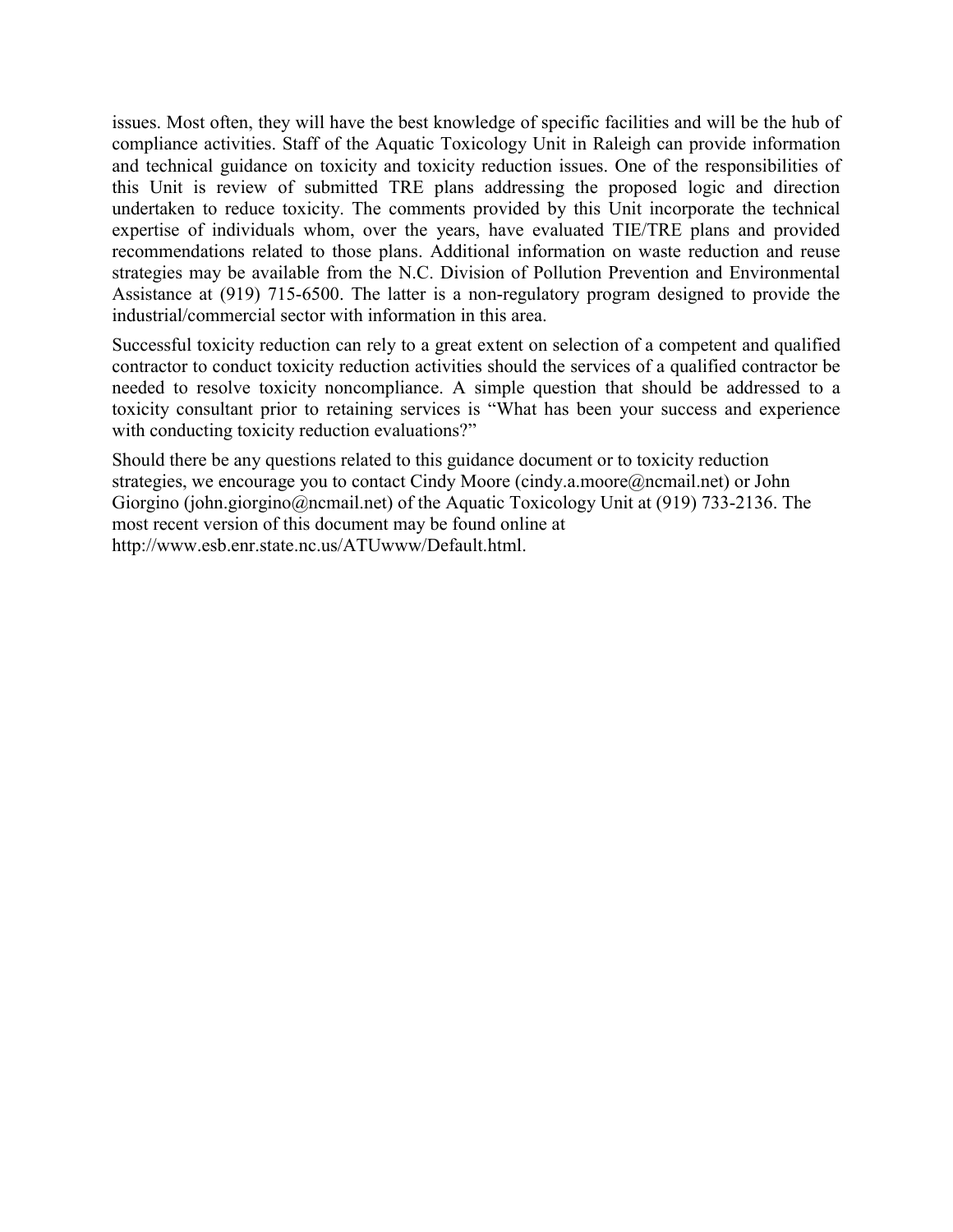issues. Most often, they will have the best knowledge of specific facilities and will be the hub of compliance activities. Staff of the Aquatic Toxicology Unit in Raleigh can provide information and technical guidance on toxicity and toxicity reduction issues. One of the responsibilities of this Unit is review of submitted TRE plans addressing the proposed logic and direction undertaken to reduce toxicity. The comments provided by this Unit incorporate the technical expertise of individuals whom, over the years, have evaluated TIE/TRE plans and provided recommendations related to those plans. Additional information on waste reduction and reuse strategies may be available from the N.C. Division of Pollution Prevention and Environmental Assistance at (919) 715-6500. The latter is a non-regulatory program designed to provide the industrial/commercial sector with information in this area.

Successful toxicity reduction can rely to a great extent on selection of a competent and qualified contractor to conduct toxicity reduction activities should the services of a qualified contractor be needed to resolve toxicity noncompliance. A simple question that should be addressed to a toxicity consultant prior to retaining services is "What has been your success and experience with conducting toxicity reduction evaluations?"

Should there be any questions related to this guidance document or to toxicity reduction strategies, we encourage you to contact Cindy Moore (cindy.a.moore@ncmail.net) or John Giorgino (john.giorgino@ncmail.net) of the Aquatic Toxicology Unit at (919) 733-2136. The most recent version of this document may be found online at http://www.esb.enr.state.nc.us/ATUwww/Default.html.